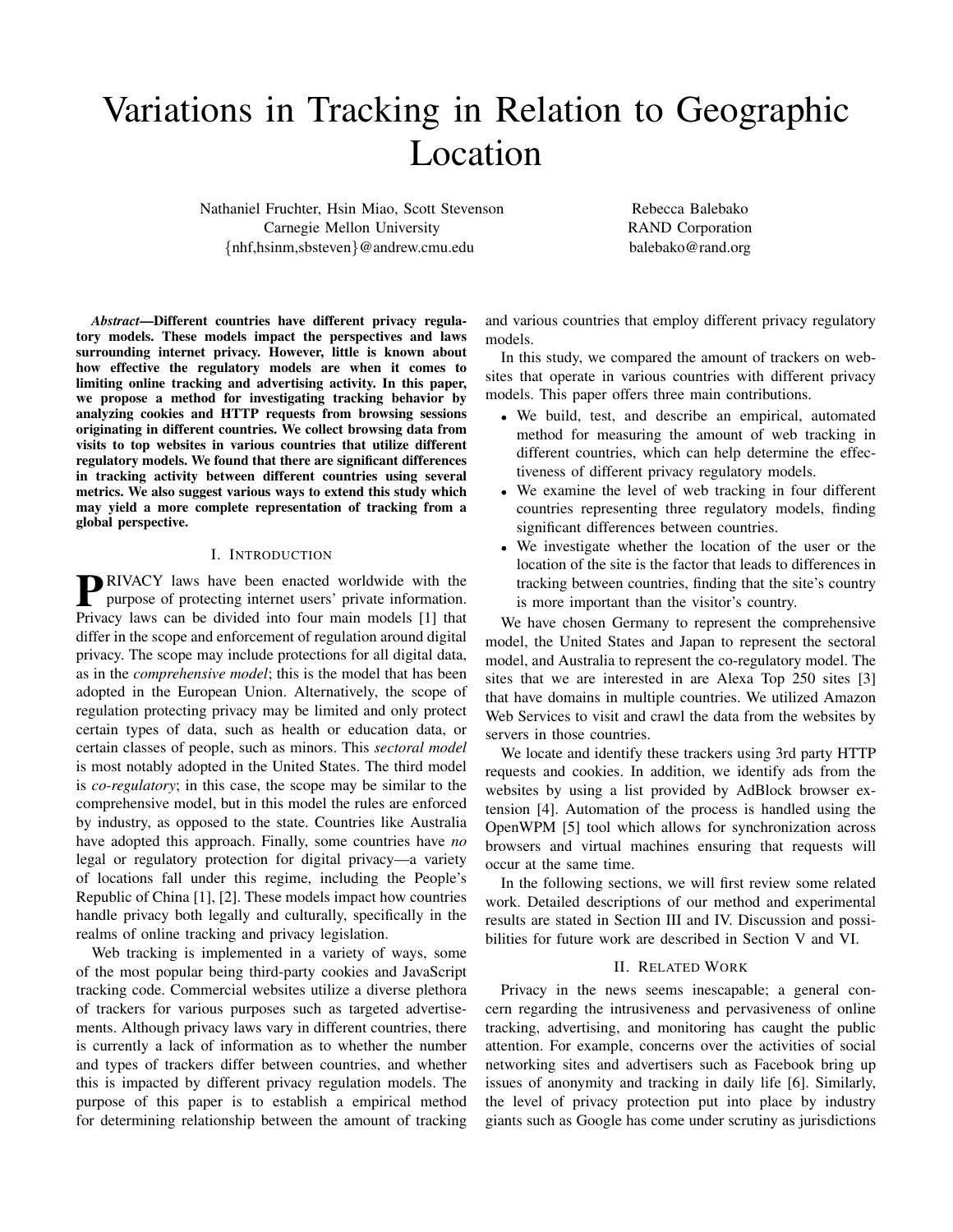# Variations in Tracking in Relation to Geographic Location

Nathaniel Fruchter, Hsin Miao, Scott Stevenson
Carnegie Mellon University
{nhf,hsinm,sbsteven}@andrew.cmu.edu

Rebecca Balebako
RAND Corporation
balebako@rand.org

***Abstract*—Different countries have different privacy regulatory models. These models impact the perspectives and laws surrounding internet privacy. However, little is known about how effective the regulatory models are when it comes to limiting online tracking and advertising activity. In this paper, we propose a method for investigating tracking behavior by analyzing cookies and HTTP requests from browsing sessions originating in different countries. We collect browsing data from visits to top websites in various countries that utilize different regulatory models. We found that there are significant differences in tracking activity between different countries using several metrics. We also suggest various ways to extend this study which may yield a more complete representation of tracking from a global perspective.**

## I. Introduction

Privacy laws have been enacted worldwide with the purpose of protecting internet users' private information. Privacy laws can be divided into four main models [1] that differ in the scope and enforcement of regulation around digital privacy. The scope may include protections for all digital data, as in the *comprehensive model*; this is the model that has been adopted in the European Union. Alternatively, the scope of regulation protecting privacy may be limited and only protect certain types of data, such as health or education data, or certain classes of people, such as minors. This *sectoral model* is most notably adopted in the United States. The third model is *co-regulatory*; in this case, the scope may be similar to the comprehensive model, but in this model the rules are enforced by industry, as opposed to the state. Countries like Australia have adopted this approach. Finally, some countries have *no* legal or regulatory protection for digital privacy—a variety of locations fall under this regime, including the People's Republic of China [1], [2]. These models impact how countries handle privacy both legally and culturally, specifically in the realms of online tracking and privacy legislation.

Web tracking is implemented in a variety of ways, some of the most popular being third-party cookies and JavaScript tracking code. Commercial websites utilize a diverse plethora of trackers for various purposes such as targeted advertisements. Although privacy laws vary in different countries, there is currently a lack of information as to whether the number and types of trackers differ between countries, and whether this is impacted by different privacy regulation models. The purpose of this paper is to establish a empirical method for determining relationship between the amount of tracking and various countries that employ different privacy regulatory models.

In this study, we compared the amount of trackers on websites that operate in various countries with different privacy models. This paper offers three main contributions.

- We build, test, and describe an empirical, automated method for measuring the amount of web tracking in different countries, which can help determine the effectiveness of different privacy regulatory models.
- We examine the level of web tracking in four different countries representing three regulatory models, finding significant differences between countries.
- We investigate whether the location of the user or the location of the site is the factor that leads to differences in tracking between countries, finding that the site's country is more important than the visitor's country.

We have chosen Germany to represent the comprehensive model, the United States and Japan to represent the sectoral model, and Australia to represent the co-regulatory model. The sites that we are interested in are Alexa Top 250 sites [3] that have domains in multiple countries. We utilized Amazon Web Services to visit and crawl the data from the websites by servers in those countries.

We locate and identify these trackers using 3rd party HTTP requests and cookies. In addition, we identify ads from the websites by using a list provided by AdBlock browser extension [4]. Automation of the process is handled using the OpenWPM [5] tool which allows for synchronization across browsers and virtual machines ensuring that requests will occur at the same time.

In the following sections, we will first review some related work. Detailed descriptions of our method and experimental results are stated in Section III and IV. Discussion and possibilities for future work are described in Section V and VI.

## II. Related Work

Privacy in the news seems inescapable; a general concern regarding the intrusiveness and pervasiveness of online tracking, advertising, and monitoring has caught the public attention. For example, concerns over the activities of social networking sites and advertisers such as Facebook bring up issues of anonymity and tracking in daily life [6]. Similarly, the level of privacy protection put into place by industry giants such as Google has come under scrutiny as jurisdictions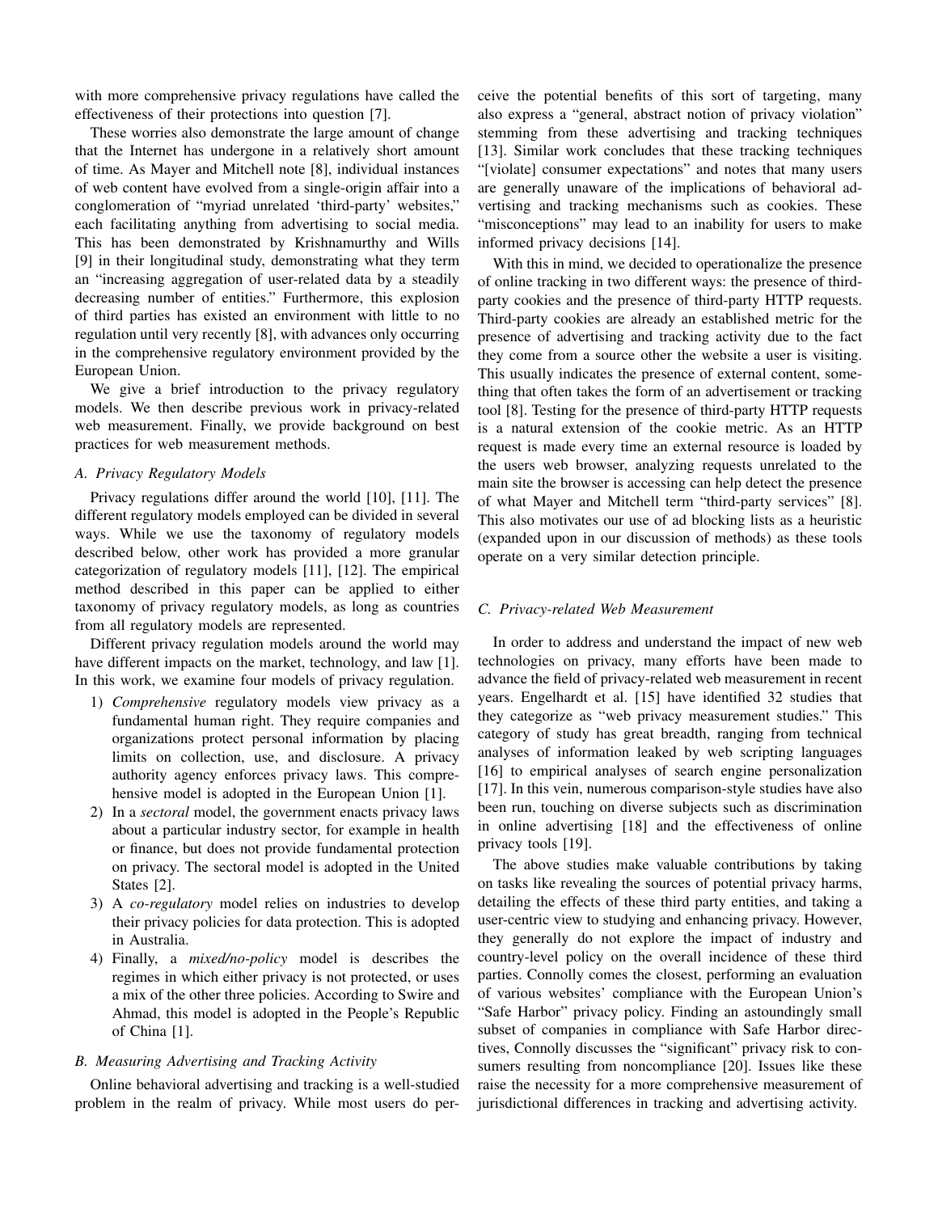with more comprehensive privacy regulations have called the effectiveness of their protections into question [7].

These worries also demonstrate the large amount of change that the Internet has undergone in a relatively short amount of time. As Mayer and Mitchell note [8], individual instances of web content have evolved from a single-origin affair into a conglomeration of "myriad unrelated 'third-party' websites," each facilitating anything from advertising to social media. This has been demonstrated by Krishnamurthy and Wills [9] in their longitudinal study, demonstrating what they term an "increasing aggregation of user-related data by a steadily decreasing number of entities." Furthermore, this explosion of third parties has existed an environment with little to no regulation until very recently [8], with advances only occurring in the comprehensive regulatory environment provided by the European Union.

We give a brief introduction to the privacy regulatory models. We then describe previous work in privacy-related web measurement. Finally, we provide background on best practices for web measurement methods.

### A. Privacy Regulatory Models

Privacy regulations differ around the world [10], [11]. The different regulatory models employed can be divided in several ways. While we use the taxonomy of regulatory models described below, other work has provided a more granular categorization of regulatory models [11], [12]. The empirical method described in this paper can be applied to either taxonomy of privacy regulatory models, as long as countries from all regulatory models are represented.

Different privacy regulation models around the world may have different impacts on the market, technology, and law [1]. In this work, we examine four models of privacy regulation.

1) *Comprehensive* regulatory models view privacy as a fundamental human right. They require companies and organizations protect personal information by placing limits on collection, use, and disclosure. A privacy authority agency enforces privacy laws. This comprehensive model is adopted in the European Union [1].
2) In a *sectoral* model, the government enacts privacy laws about a particular industry sector, for example in health or finance, but does not provide fundamental protection on privacy. The sectoral model is adopted in the United States [2].
3) A *co-regulatory* model relies on industries to develop their privacy policies for data protection. This is adopted in Australia.
4) Finally, a *mixed/no-policy* model is describes the regimes in which either privacy is not protected, or uses a mix of the other three policies. According to Swire and Ahmad, this model is adopted in the People's Republic of China [1].

### B. Measuring Advertising and Tracking Activity

Online behavioral advertising and tracking is a well-studied problem in the realm of privacy. While most users do perceive the potential benefits of this sort of targeting, many also express a "general, abstract notion of privacy violation" stemming from these advertising and tracking techniques [13]. Similar work concludes that these tracking techniques "[violate] consumer expectations" and notes that many users are generally unaware of the implications of behavioral advertising and tracking mechanisms such as cookies. These "misconceptions" may lead to an inability for users to make informed privacy decisions [14].

With this in mind, we decided to operationalize the presence of online tracking in two different ways: the presence of third-party cookies and the presence of third-party HTTP requests. Third-party cookies are already an established metric for the presence of advertising and tracking activity due to the fact they come from a source other the website a user is visiting. This usually indicates the presence of external content, something that often takes the form of an advertisement or tracking tool [8]. Testing for the presence of third-party HTTP requests is a natural extension of the cookie metric. As an HTTP request is made every time an external resource is loaded by the users web browser, analyzing requests unrelated to the main site the browser is accessing can help detect the presence of what Mayer and Mitchell term "third-party services" [8]. This also motivates our use of ad blocking lists as a heuristic (expanded upon in our discussion of methods) as these tools operate on a very similar detection principle.

### C. Privacy-related Web Measurement

In order to address and understand the impact of new web technologies on privacy, many efforts have been made to advance the field of privacy-related web measurement in recent years. Engelhardt et al. [15] have identified 32 studies that they categorize as "web privacy measurement studies." This category of study has great breadth, ranging from technical analyses of information leaked by web scripting languages [16] to empirical analyses of search engine personalization [17]. In this vein, numerous comparison-style studies have also been run, touching on diverse subjects such as discrimination in online advertising [18] and the effectiveness of online privacy tools [19].

The above studies make valuable contributions by taking on tasks like revealing the sources of potential privacy harms, detailing the effects of these third party entities, and taking a user-centric view to studying and enhancing privacy. However, they generally do not explore the impact of industry and country-level policy on the overall incidence of these third parties. Connolly comes the closest, performing an evaluation of various websites' compliance with the European Union's "Safe Harbor" privacy policy. Finding an astoundingly small subset of companies in compliance with Safe Harbor directives, Connolly discusses the "significant" privacy risk to consumers resulting from noncompliance [20]. Issues like these raise the necessity for a more comprehensive measurement of jurisdictional differences in tracking and advertising activity.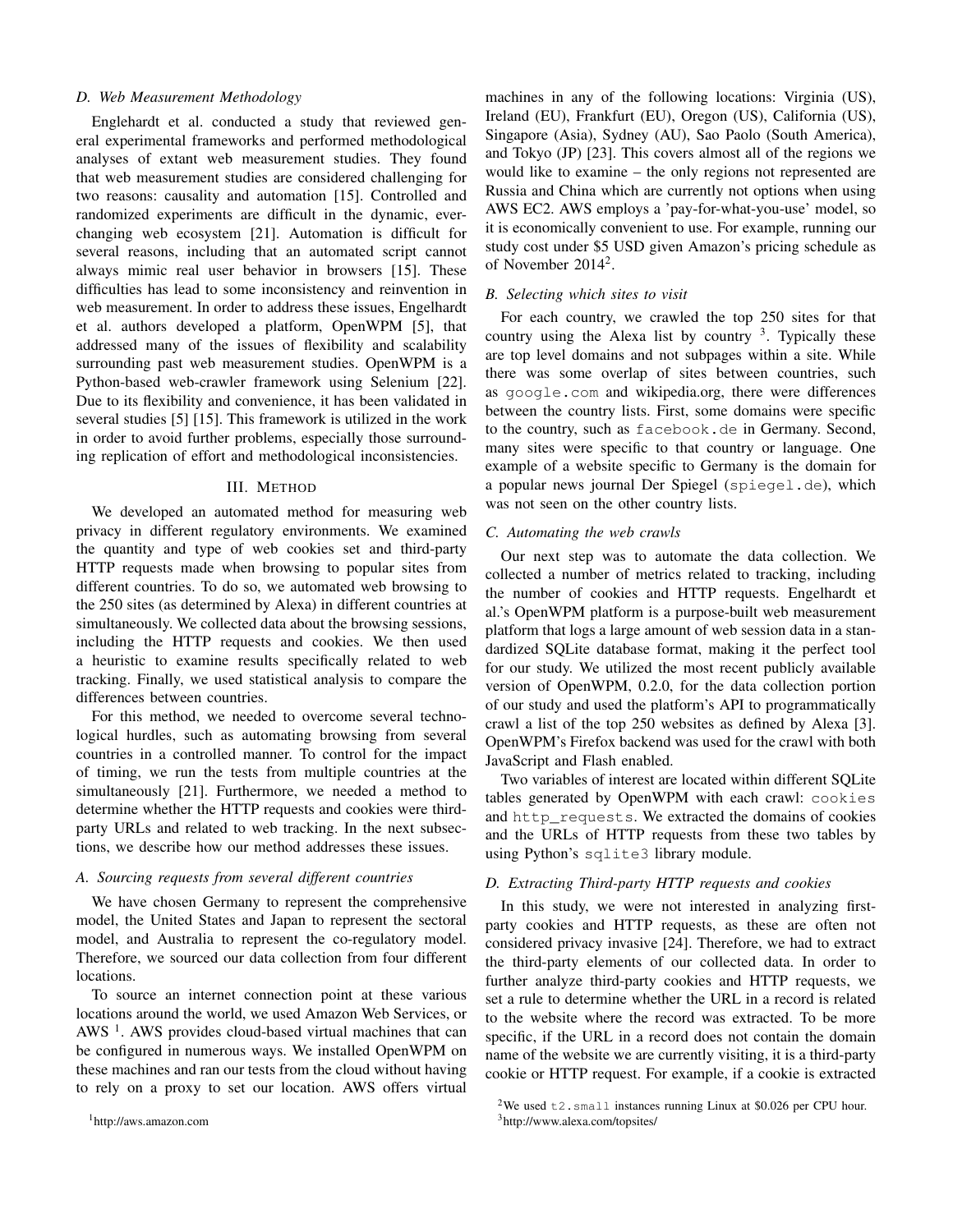### D. Web Measurement Methodology

Englehardt et al. conducted a study that reviewed general experimental frameworks and performed methodological analyses of extant web measurement studies. They found that web measurement studies are considered challenging for two reasons: causality and automation [15]. Controlled and randomized experiments are difficult in the dynamic, ever-changing web ecosystem [21]. Automation is difficult for several reasons, including that an automated script cannot always mimic real user behavior in browsers [15]. These difficulties has lead to some inconsistency and reinvention in web measurement. In order to address these issues, Engelhardt et al. authors developed a platform, OpenWPM [5], that addressed many of the issues of flexibility and scalability surrounding past web measurement studies. OpenWPM is a Python-based web-crawler framework using Selenium [22]. Due to its flexibility and convenience, it has been validated in several studies [5] [15]. This framework is utilized in the work in order to avoid further problems, especially those surrounding replication of effort and methodological inconsistencies.

## III. METHOD

We developed an automated method for measuring web privacy in different regulatory environments. We examined the quantity and type of web cookies set and third-party HTTP requests made when browsing to popular sites from different countries. To do so, we automated web browsing to the 250 sites (as determined by Alexa) in different countries at simultaneously. We collected data about the browsing sessions, including the HTTP requests and cookies. We then used a heuristic to examine results specifically related to web tracking. Finally, we used statistical analysis to compare the differences between countries.

For this method, we needed to overcome several technological hurdles, such as automating browsing from several countries in a controlled manner. To control for the impact of timing, we run the tests from multiple countries at the simultaneously [21]. Furthermore, we needed a method to determine whether the HTTP requests and cookies were third-party URLs and related to web tracking. In the next subsections, we describe how our method addresses these issues.

### A. Sourcing requests from several different countries

We have chosen Germany to represent the comprehensive model, the United States and Japan to represent the sectoral model, and Australia to represent the co-regulatory model. Therefore, we sourced our data collection from four different locations.

To source an internet connection point at these various locations around the world, we used Amazon Web Services, or AWS [1]. AWS provides cloud-based virtual machines that can be configured in numerous ways. We installed OpenWPM on these machines and ran our tests from the cloud without having to rely on a proxy to set our location. AWS offers virtual machines in any of the following locations: Virginia (US), Ireland (EU), Frankfurt (EU), Oregon (US), California (US), Singapore (Asia), Sydney (AU), Sao Paolo (South America), and Tokyo (JP) [23]. This covers almost all of the regions we would like to examine – the only regions not represented are Russia and China which are currently not options when using AWS EC2. AWS employs a 'pay-for-what-you-use' model, so it is economically convenient to use. For example, running our study cost under $5 USD given Amazon's pricing schedule as of November 2014[2].

### B. Selecting which sites to visit

For each country, we crawled the top 250 sites for that country using the Alexa list by country [3]. Typically these are top level domains and not subpages within a site. While there was some overlap of sites between countries, such as `google.com` and wikipedia.org, there were differences between the country lists. First, some domains were specific to the country, such as `facebook.de` in Germany. Second, many sites were specific to that country or language. One example of a website specific to Germany is the domain for a popular news journal Der Spiegel (`spiegel.de`), which was not seen on the other country lists.

### C. Automating the web crawls

Our next step was to automate the data collection. We collected a number of metrics related to tracking, including the number of cookies and HTTP requests. Engelhardt et al.'s OpenWPM platform is a purpose-built web measurement platform that logs a large amount of web session data in a standardized SQLite database format, making it the perfect tool for our study. We utilized the most recent publicly available version of OpenWPM, 0.2.0, for the data collection portion of our study and used the platform's API to programmatically crawl a list of the top 250 websites as defined by Alexa [3]. OpenWPM's Firefox backend was used for the crawl with both JavaScript and Flash enabled.

Two variables of interest are located within different SQLite tables generated by OpenWPM with each crawl: `cookies` and `http_requests`. We extracted the domains of cookies and the URLs of HTTP requests from these two tables by using Python's `sqlite3` library module.

### D. Extracting Third-party HTTP requests and cookies

In this study, we were not interested in analyzing first-party cookies and HTTP requests, as these are often not considered privacy invasive [24]. Therefore, we had to extract the third-party elements of our collected data. In order to further analyze third-party cookies and HTTP requests, we set a rule to determine whether the URL in a record is related to the website where the record was extracted. To be more specific, if the URL in a record does not contain the domain name of the website we are currently visiting, it is a third-party cookie or HTTP request. For example, if a cookie is extracted

[1] http://aws.amazon.com

[2] We used `t2.small` instances running Linux at $0.026 per CPU hour.

[3] http://www.alexa.com/topsites/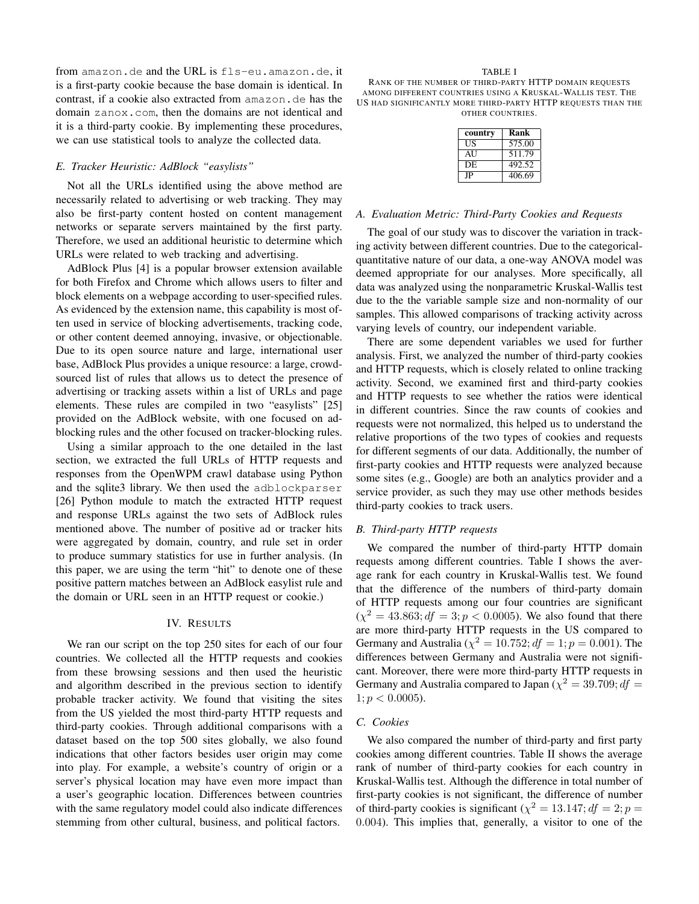from amazon.de and the URL is fls-eu.amazon.de, it is a first-party cookie because the base domain is identical. In contrast, if a cookie also extracted from amazon.de has the domain zanox.com, then the domains are not identical and it is a third-party cookie. By implementing these procedures, we can use statistical tools to analyze the collected data.

### *E. Tracker Heuristic: AdBlock "easylists"*

Not all the URLs identified using the above method are necessarily related to advertising or web tracking. They may also be first-party content hosted on content management networks or separate servers maintained by the first party. Therefore, we used an additional heuristic to determine which URLs were related to web tracking and advertising.

AdBlock Plus [4] is a popular browser extension available for both Firefox and Chrome which allows users to filter and block elements on a webpage according to user-specified rules. As evidenced by the extension name, this capability is most often used in service of blocking advertisements, tracking code, or other content deemed annoying, invasive, or objectionable. Due to its open source nature and large, international user base, AdBlock Plus provides a unique resource: a large, crowd-sourced list of rules that allows us to detect the presence of advertising or tracking assets within a list of URLs and page elements. These rules are compiled in two "easylists" [25] provided on the AdBlock website, with one focused on ad-blocking rules and the other focused on tracker-blocking rules.

Using a similar approach to the one detailed in the last section, we extracted the full URLs of HTTP requests and responses from the OpenWPM crawl database using Python and the sqlite3 library. We then used the adblockparser [26] Python module to match the extracted HTTP request and response URLs against the two sets of AdBlock rules mentioned above. The number of positive ad or tracker hits were aggregated by domain, country, and rule set in order to produce summary statistics for use in further analysis. (In this paper, we are using the term "hit" to denote one of these positive pattern matches between an AdBlock easylist rule and the domain or URL seen in an HTTP request or cookie.)

## IV. Results

We ran our script on the top 250 sites for each of our four countries. We collected all the HTTP requests and cookies from these browsing sessions and then used the heuristic and algorithm described in the previous section to identify probable tracker activity. We found that visiting the sites from the US yielded the most third-party HTTP requests and third-party cookies. Through additional comparisons with a dataset based on the top 500 sites globally, we also found indications that other factors besides user origin may come into play. For example, a website's country of origin or a server's physical location may have even more impact than a user's geographic location. Differences between countries with the same regulatory model could also indicate differences stemming from other cultural, business, and political factors.

TABLE I
RANK OF THE NUMBER OF THIRD-PARTY HTTP DOMAIN REQUESTS AMONG DIFFERENT COUNTRIES USING A KRUSKAL-WALLIS TEST. THE US HAD SIGNIFICANTLY MORE THIRD-PARTY HTTP REQUESTS THAN THE OTHER COUNTRIES.

| country | Rank |
|---|---|
| US | 575.00 |
| AU | 511.79 |
| DE | 492.52 |
| JP | 406.69 |

### *A. Evaluation Metric: Third-Party Cookies and Requests*

The goal of our study was to discover the variation in tracking activity between different countries. Due to the categorical-quantitative nature of our data, a one-way ANOVA model was deemed appropriate for our analyses. More specifically, all data was analyzed using the nonparametric Kruskal-Wallis test due to the the variable sample size and non-normality of our samples. This allowed comparisons of tracking activity across varying levels of country, our independent variable.

There are some dependent variables we used for further analysis. First, we analyzed the number of third-party cookies and HTTP requests, which is closely related to online tracking activity. Second, we examined first and third-party cookies and HTTP requests to see whether the ratios were identical in different countries. Since the raw counts of cookies and requests were not normalized, this helped us to understand the relative proportions of the two types of cookies and requests for different segments of our data. Additionally, the number of first-party cookies and HTTP requests were analyzed because some sites (e.g., Google) are both an analytics provider and a service provider, as such they may use other methods besides third-party cookies to track users.

### *B. Third-party HTTP requests*

We compared the number of third-party HTTP domain requests among different countries. Table I shows the average rank for each country in Kruskal-Wallis test. We found that the difference of the numbers of third-party domain of HTTP requests among our four countries are significant ($\chi^2 = 43.863; df = 3; p < 0.0005$). We also found that there are more third-party HTTP requests in the US compared to Germany and Australia ($\chi^2 = 10.752; df = 1; p = 0.001$). The differences between Germany and Australia were not significant. Moreover, there were more third-party HTTP requests in Germany and Australia compared to Japan ($\chi^2 = 39.709; df = 1; p < 0.0005$).

### *C. Cookies*

We also compared the number of third-party and first party cookies among different countries. Table II shows the average rank of number of third-party cookies for each country in Kruskal-Wallis test. Although the difference in total number of first-party cookies is not significant, the difference of number of third-party cookies is significant ($\chi^2 = 13.147; df = 2; p = 0.004$). This implies that, generally, a visitor to one of the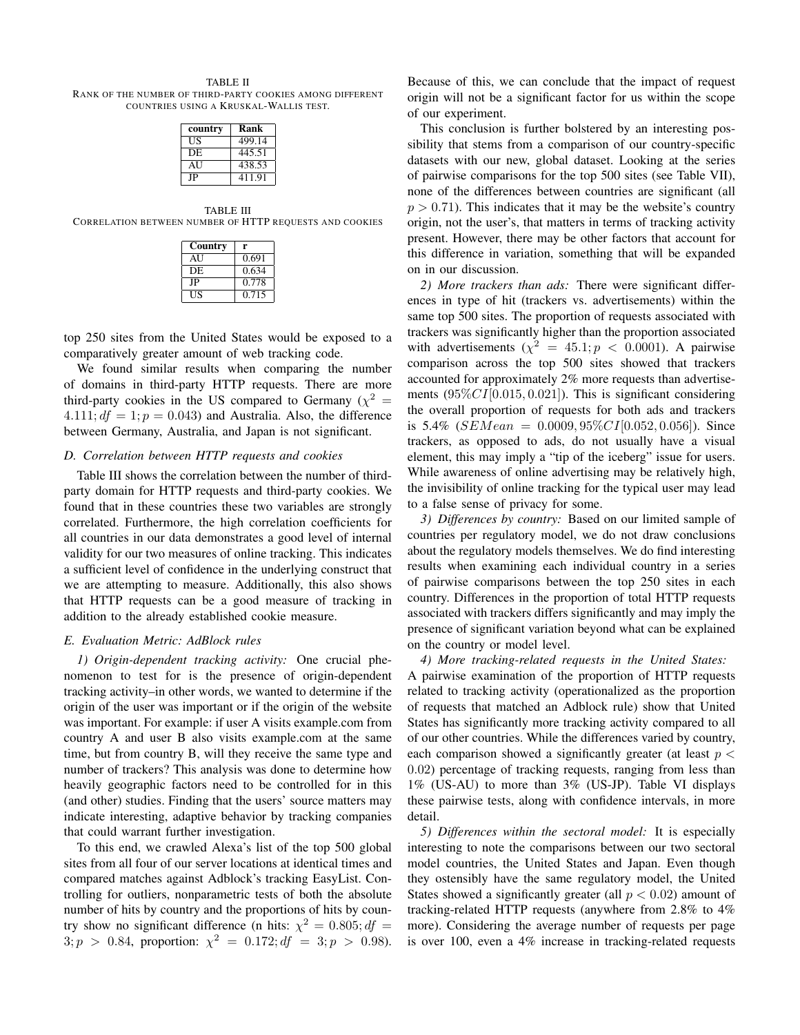TABLE II

RANK OF THE NUMBER OF THIRD-PARTY COOKIES AMONG DIFFERENT COUNTRIES USING A KRUSKAL-WALLIS TEST.

| country | Rank |
|---|---|
| US | 499.14 |
| DE | 445.51 |
| AU | 438.53 |
| JP | 411.91 |

TABLE III

CORRELATION BETWEEN NUMBER OF HTTP REQUESTS AND COOKIES

| Country | r |
|---|---|
| AU | 0.691 |
| DE | 0.634 |
| JP | 0.778 |
| US | 0.715 |

top 250 sites from the United States would be exposed to a comparatively greater amount of web tracking code.

We found similar results when comparing the number of domains in third-party HTTP requests. There are more third-party cookies in the US compared to Germany ($\chi^2 = 4.111; df = 1; p = 0.043$) and Australia. Also, the difference between Germany, Australia, and Japan is not significant.

### D. Correlation between HTTP requests and cookies

Table III shows the correlation between the number of third-party domain for HTTP requests and third-party cookies. We found that in these countries these two variables are strongly correlated. Furthermore, the high correlation coefficients for all countries in our data demonstrates a good level of internal validity for our two measures of online tracking. This indicates a sufficient level of confidence in the underlying construct that we are attempting to measure. Additionally, this also shows that HTTP requests can be a good measure of tracking in addition to the already established cookie measure.

### E. Evaluation Metric: AdBlock rules

*1) Origin-dependent tracking activity:* One crucial phenomenon to test for is the presence of origin-dependent tracking activity–in other words, we wanted to determine if the origin of the user was important or if the origin of the website was important. For example: if user A visits example.com from country A and user B also visits example.com at the same time, but from country B, will they receive the same type and number of trackers? This analysis was done to determine how heavily geographic factors need to be controlled for in this (and other) studies. Finding that the users' source matters may indicate interesting, adaptive behavior by tracking companies that could warrant further investigation.

To this end, we crawled Alexa's list of the top 500 global sites from all four of our server locations at identical times and compared matches against Adblock's tracking EasyList. Controlling for outliers, nonparametric tests of both the absolute number of hits by country and the proportions of hits by country show no significant difference (n hits: $\chi^2 = 0.805; df = 3; p > 0.84$, proportion: $\chi^2 = 0.172; df = 3; p > 0.98$). Because of this, we can conclude that the impact of request origin will not be a significant factor for us within the scope of our experiment.

This conclusion is further bolstered by an interesting possibility that stems from a comparison of our country-specific datasets with our new, global dataset. Looking at the series of pairwise comparisons for the top 500 sites (see Table VII), none of the differences between countries are significant (all $p > 0.71$). This indicates that it may be the website's country origin, not the user's, that matters in terms of tracking activity present. However, there may be other factors that account for this difference in variation, something that will be expanded on in our discussion.

*2) More trackers than ads:* There were significant differences in type of hit (trackers vs. advertisements) within the same top 500 sites. The proportion of requests associated with trackers was significantly higher than the proportion associated with advertisements ($\chi^2 = 45.1; p < 0.0001$). A pairwise comparison across the top 500 sites showed that trackers accounted for approximately 2% more requests than advertisements ($95\%CI[0.015, 0.021]$). This is significant considering the overall proportion of requests for both ads and trackers is 5.4% ($SEMean = 0.0009, 95\%CI[0.052, 0.056]$). Since trackers, as opposed to ads, do not usually have a visual element, this may imply a "tip of the iceberg" issue for users. While awareness of online advertising may be relatively high, the invisibility of online tracking for the typical user may lead to a false sense of privacy for some.

*3) Differences by country:* Based on our limited sample of countries per regulatory model, we do not draw conclusions about the regulatory models themselves. We do find interesting results when examining each individual country in a series of pairwise comparisons between the top 250 sites in each country. Differences in the proportion of total HTTP requests associated with trackers differs significantly and may imply the presence of significant variation beyond what can be explained on the country or model level.

*4) More tracking-related requests in the United States:* A pairwise examination of the proportion of HTTP requests related to tracking activity (operationalized as the proportion of requests that matched an Adblock rule) show that United States has significantly more tracking activity compared to all of our other countries. While the differences varied by country, each comparison showed a significantly greater (at least $p < 0.02$) percentage of tracking requests, ranging from less than 1% (US-AU) to more than 3% (US-JP). Table VI displays these pairwise tests, along with confidence intervals, in more detail.

*5) Differences within the sectoral model:* It is especially interesting to note the comparisons between our two sectoral model countries, the United States and Japan. Even though they ostensibly have the same regulatory model, the United States showed a significantly greater (all $p < 0.02$) amount of tracking-related HTTP requests (anywhere from 2.8% to 4% more). Considering the average number of requests per page is over 100, even a 4% increase in tracking-related requests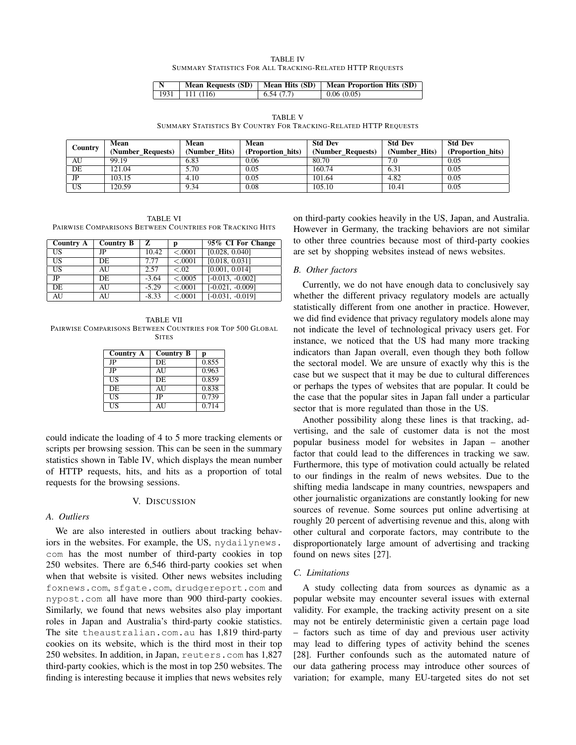TABLE IV
SUMMARY STATISTICS FOR ALL TRACKING-RELATED HTTP REQUESTS

| N | Mean Requests (SD) | Mean Hits (SD) | Mean Proportion Hits (SD) |
|---|---|---|---|
| 1931 | 111 (116) | 6.54 (7.7) | 0.06 (0.05) |

TABLE V
SUMMARY STATISTICS BY COUNTRY FOR TRACKING-RELATED HTTP REQUESTS

| Country | Mean (Number_Requests) | Mean (Number_Hits) | Mean (Proportion_hits) | Std Dev (Number_Requests) | Std Dev (Number_Hits) | Std Dev (Proportion_hits) |
|---|---|---|---|---|---|---|
| AU | 99.19 | 6.83 | 0.06 | 80.70 | 7.0 | 0.05 |
| DE | 121.04 | 5.70 | 0.05 | 160.74 | 6.31 | 0.05 |
| JP | 103.15 | 4.10 | 0.05 | 101.64 | 4.82 | 0.05 |
| US | 120.59 | 9.34 | 0.08 | 105.10 | 10.41 | 0.05 |

TABLE VI
PAIRWISE COMPARISONS BETWEEN COUNTRIES FOR TRACKING HITS

| Country A | Country B | Z | p | 95% CI For Change |
|---|---|---|---|---|
| US | JP | 10.42 | <.0001 | [0.028, 0.040] |
| US | DE | 7.77 | <.0001 | [0.018, 0.031] |
| US | AU | 2.57 | <.02 | [0.001, 0.014] |
| JP | DE | -3.64 | <.0005 | [-0.013, -0.002] |
| DE | AU | -5.29 | <.0001 | [-0.021, -0.009] |
| AU | AU | -8.33 | <.0001 | [-0.031, -0.019] |

TABLE VII
PAIRWISE COMPARISONS BETWEEN COUNTRIES FOR TOP 500 GLOBAL SITES

| Country A | Country B | p |
|---|---|---|
| JP | DE | 0.855 |
| JP | AU | 0.963 |
| US | DE | 0.859 |
| DE | AU | 0.838 |
| US | JP | 0.739 |
| US | AU | 0.714 |

could indicate the loading of 4 to 5 more tracking elements or scripts per browsing session. This can be seen in the summary statistics shown in Table IV, which displays the mean number of HTTP requests, hits, and hits as a proportion of total requests for the browsing sessions.

## V. DISCUSSION

### A. Outliers

We are also interested in outliers about tracking behaviors in the websites. For example, the US, nydailynews.com has the most number of third-party cookies in top 250 websites. There are 6,546 third-party cookies set when when that website is visited. Other news websites including foxnews.com, sfgate.com, drudgereport.com and nypost.com all have more than 900 third-party cookies. Similarly, we found that news websites also play important roles in Japan and Australia's third-party cookie statistics. The site theaustralian.com.au has 1,819 third-party cookies on its website, which is the third most in their top 250 websites. In addition, in Japan, reuters.com has 1,827 third-party cookies, which is the most in top 250 websites. The finding is interesting because it implies that news websites rely on third-party cookies heavily in the US, Japan, and Australia. However in Germany, the tracking behaviors are not similar to other three countries because most of third-party cookies are set by shopping websites instead of news websites.

### B. Other factors

Currently, we do not have enough data to conclusively say whether the different privacy regulatory models are actually statistically different from one another in practice. However, we did find evidence that privacy regulatory models alone may not indicate the level of technological privacy users get. For instance, we noticed that the US had many more tracking indicators than Japan overall, even though they both follow the sectoral model. We are unsure of exactly why this is the case but we suspect that it may be due to cultural differences or perhaps the types of websites that are popular. It could be the case that the popular sites in Japan fall under a particular sector that is more regulated than those in the US.

Another possibility along these lines is that tracking, advertising, and the sale of customer data is not the most popular business model for websites in Japan – another factor that could lead to the differences in tracking we saw. Furthermore, this type of motivation could actually be related to our findings in the realm of news websites. Due to the shifting media landscape in many countries, newspapers and other journalistic organizations are constantly looking for new sources of revenue. Some sources put online advertising at roughly 20 percent of advertising revenue and this, along with other cultural and corporate factors, may contribute to the disproportionately large amount of advertising and tracking found on news sites [27].

### C. Limitations

A study collecting data from sources as dynamic as a popular website may encounter several issues with external validity. For example, the tracking activity present on a site may not be entirely deterministic given a certain page load – factors such as time of day and previous user activity may lead to differing types of activity behind the scenes [28]. Further confounds such as the automated nature of our data gathering process may introduce other sources of variation; for example, many EU-targeted sites do not set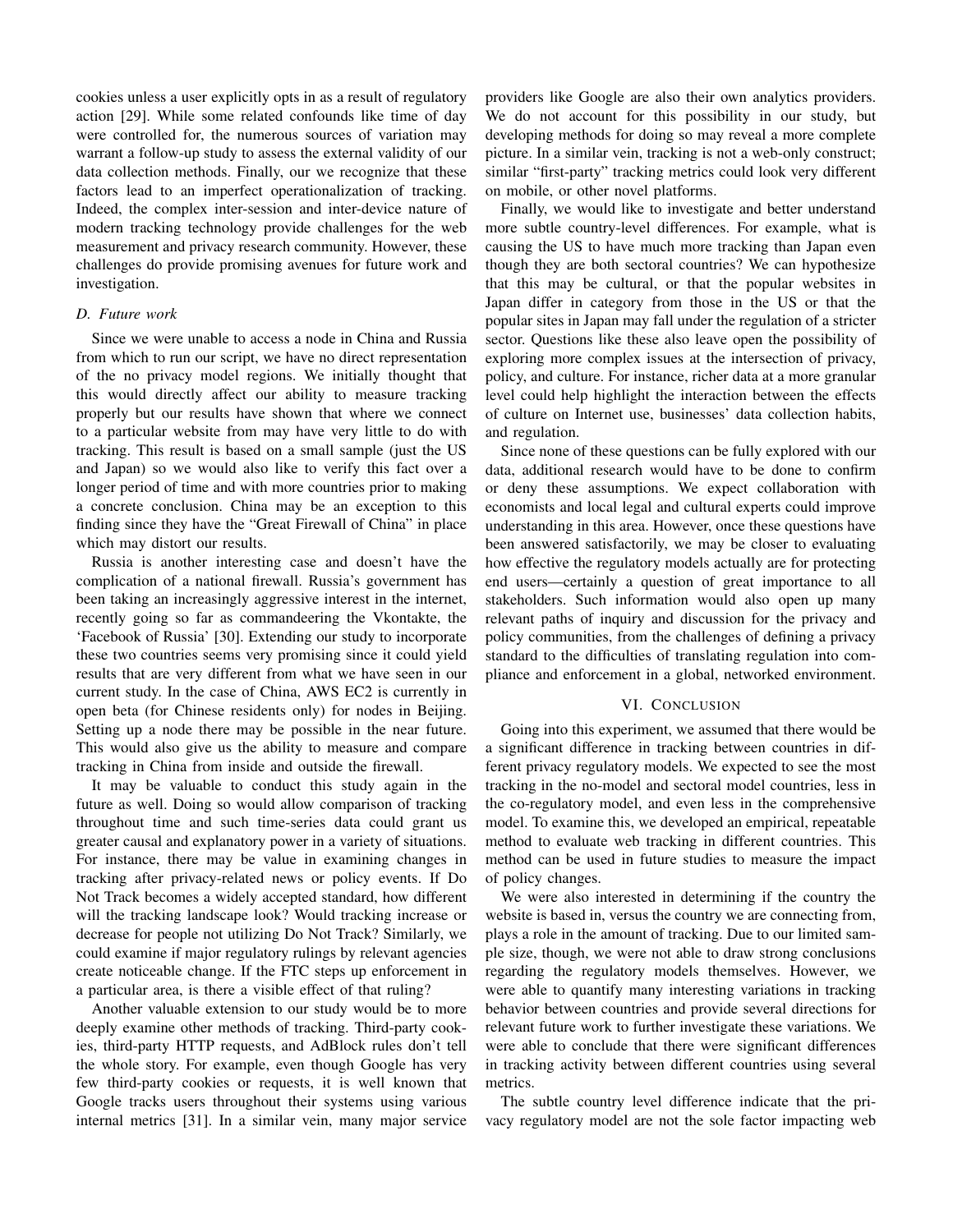cookies unless a user explicitly opts in as a result of regulatory action [29]. While some related confounds like time of day were controlled for, the numerous sources of variation may warrant a follow-up study to assess the external validity of our data collection methods. Finally, our we recognize that these factors lead to an imperfect operationalization of tracking. Indeed, the complex inter-session and inter-device nature of modern tracking technology provide challenges for the web measurement and privacy research community. However, these challenges do provide promising avenues for future work and investigation.

### D. Future work

Since we were unable to access a node in China and Russia from which to run our script, we have no direct representation of the no privacy model regions. We initially thought that this would directly affect our ability to measure tracking properly but our results have shown that where we connect to a particular website from may have very little to do with tracking. This result is based on a small sample (just the US and Japan) so we would also like to verify this fact over a longer period of time and with more countries prior to making a concrete conclusion. China may be an exception to this finding since they have the "Great Firewall of China" in place which may distort our results.

Russia is another interesting case and doesn't have the complication of a national firewall. Russia's government has been taking an increasingly aggressive interest in the internet, recently going so far as commandeering the Vkontakte, the 'Facebook of Russia' [30]. Extending our study to incorporate these two countries seems very promising since it could yield results that are very different from what we have seen in our current study. In the case of China, AWS EC2 is currently in open beta (for Chinese residents only) for nodes in Beijing. Setting up a node there may be possible in the near future. This would also give us the ability to measure and compare tracking in China from inside and outside the firewall.

It may be valuable to conduct this study again in the future as well. Doing so would allow comparison of tracking throughout time and such time-series data could grant us greater causal and explanatory power in a variety of situations. For instance, there may be value in examining changes in tracking after privacy-related news or policy events. If Do Not Track becomes a widely accepted standard, how different will the tracking landscape look? Would tracking increase or decrease for people not utilizing Do Not Track? Similarly, we could examine if major regulatory rulings by relevant agencies create noticeable change. If the FTC steps up enforcement in a particular area, is there a visible effect of that ruling?

Another valuable extension to our study would be to more deeply examine other methods of tracking. Third-party cookies, third-party HTTP requests, and AdBlock rules don't tell the whole story. For example, even though Google has very few third-party cookies or requests, it is well known that Google tracks users throughout their systems using various internal metrics [31]. In a similar vein, many major service providers like Google are also their own analytics providers. We do not account for this possibility in our study, but developing methods for doing so may reveal a more complete picture. In a similar vein, tracking is not a web-only construct; similar "first-party" tracking metrics could look very different on mobile, or other novel platforms.

Finally, we would like to investigate and better understand more subtle country-level differences. For example, what is causing the US to have much more tracking than Japan even though they are both sectoral countries? We can hypothesize that this may be cultural, or that the popular websites in Japan differ in category from those in the US or that the popular sites in Japan may fall under the regulation of a stricter sector. Questions like these also leave open the possibility of exploring more complex issues at the intersection of privacy, policy, and culture. For instance, richer data at a more granular level could help highlight the interaction between the effects of culture on Internet use, businesses' data collection habits, and regulation.

Since none of these questions can be fully explored with our data, additional research would have to be done to confirm or deny these assumptions. We expect collaboration with economists and local legal and cultural experts could improve understanding in this area. However, once these questions have been answered satisfactorily, we may be closer to evaluating how effective the regulatory models actually are for protecting end users—certainly a question of great importance to all stakeholders. Such information would also open up many relevant paths of inquiry and discussion for the privacy and policy communities, from the challenges of defining a privacy standard to the difficulties of translating regulation into compliance and enforcement in a global, networked environment.

## VI. Conclusion

Going into this experiment, we assumed that there would be a significant difference in tracking between countries in different privacy regulatory models. We expected to see the most tracking in the no-model and sectoral model countries, less in the co-regulatory model, and even less in the comprehensive model. To examine this, we developed an empirical, repeatable method to evaluate web tracking in different countries. This method can be used in future studies to measure the impact of policy changes.

We were also interested in determining if the country the website is based in, versus the country we are connecting from, plays a role in the amount of tracking. Due to our limited sample size, though, we were not able to draw strong conclusions regarding the regulatory models themselves. However, we were able to quantify many interesting variations in tracking behavior between countries and provide several directions for relevant future work to further investigate these variations. We were able to conclude that there were significant differences in tracking activity between different countries using several metrics.

The subtle country level difference indicate that the privacy regulatory model are not the sole factor impacting web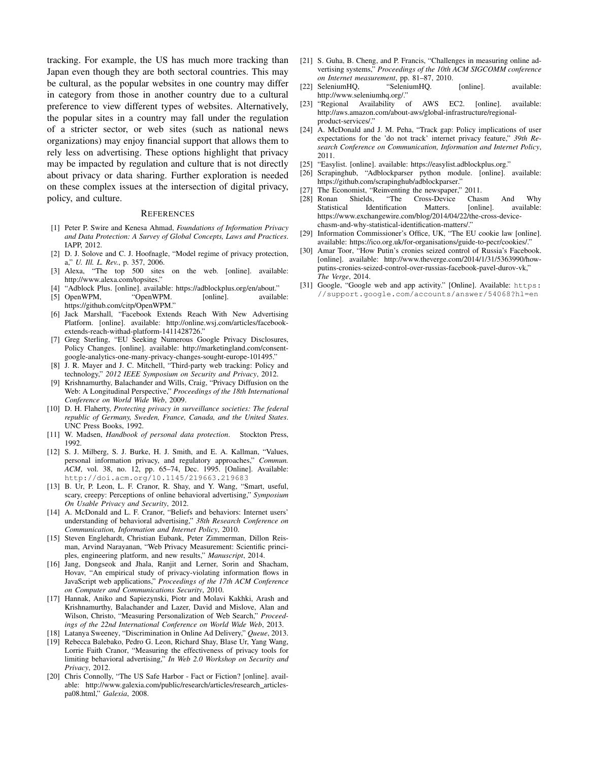tracking. For example, the US has much more tracking than Japan even though they are both sectoral countries. This may be cultural, as the popular websites in one country may differ in category from those in another country due to a cultural preference to view different types of websites. Alternatively, the popular sites in a country may fall under the regulation of a stricter sector, or web sites (such as national news organizations) may enjoy financial support that allows them to rely less on advertising. These options highlight that privacy may be impacted by regulation and culture that is not directly about privacy or data sharing. Further exploration is needed on these complex issues at the intersection of digital privacy, policy, and culture.

## References

[1] Peter P. Swire and Kenesa Ahmad, *Foundations of Information Privacy and Data Protection: A Survey of Global Concepts, Laws and Practices*. IAPP, 2012.

[2] D. J. Solove and C. J. Hoofnagle, "Model regime of privacy protection, a," *U. Ill. L. Rev.*, p. 357, 2006.

[3] Alexa, "The top 500 sites on the web. [online]. available: http://www.alexa.com/topsites."

[4] "Adblock Plus. [online]. available: https://adblockplus.org/en/about."

[5] OpenWPM, "OpenWPM. [online]. available: https://github.com/citp/OpenWPM."

[6] Jack Marshall, "Facebook Extends Reach With New Advertising Platform. [online]. available: http://online.wsj.com/articles/facebook-extends-reach-withad-platform-1411428726."

[7] Greg Sterling, "EU Seeking Numerous Google Privacy Disclosures, Policy Changes. [online]. available: http://marketingland.com/consent-google-analytics-one-many-privacy-changes-sought-europe-101495."

[8] J. R. Mayer and J. C. Mitchell, "Third-party web tracking: Policy and technology," *2012 IEEE Symposium on Security and Privacy*, 2012.

[9] Krishnamurthy, Balachander and Wills, Craig, "Privacy Diffusion on the Web: A Longitudinal Perspective," *Proceedings of the 18th International Conference on World Wide Web*, 2009.

[10] D. H. Flaherty, *Protecting privacy in surveillance societies: The federal republic of Germany, Sweden, France, Canada, and the United States*. UNC Press Books, 1992.

[11] W. Madsen, *Handbook of personal data protection*. Stockton Press, 1992.

[12] S. J. Milberg, S. J. Burke, H. J. Smith, and E. A. Kallman, "Values, personal information privacy, and regulatory approaches," *Commun. ACM*, vol. 38, no. 12, pp. 65–74, Dec. 1995. [Online]. Available: http://doi.acm.org/10.1145/219663.219683

[13] B. Ur, P. Leon, L. F. Cranor, R. Shay, and Y. Wang, "Smart, useful, scary, creepy: Perceptions of online behavioral advertising," *Symposium On Usable Privacy and Security*, 2012.

[14] A. McDonald and L. F. Cranor, "Beliefs and behaviors: Internet users' understanding of behavioral advertising," *38th Research Conference on Communication, Information and Internet Policy*, 2010.

[15] Steven Englehardt, Christian Eubank, Peter Zimmerman, Dillon Reisman, Arvind Narayanan, "Web Privacy Measurement: Scientific principles, engineering platform, and new results," *Manuscript*, 2014.

[16] Jang, Dongseok and Jhala, Ranjit and Lerner, Sorin and Shacham, Hovav, "An empirical study of privacy-violating information flows in JavaScript web applications," *Proceedings of the 17th ACM Conference on Computer and Communications Security*, 2010.

[17] Hannak, Aniko and Sapiezynski, Piotr and Molavi Kakhki, Arash and Krishnamurthy, Balachander and Lazer, David and Mislove, Alan and Wilson, Christo, "Measuring Personalization of Web Search," *Proceedings of the 22nd International Conference on World Wide Web*, 2013.

[18] Latanya Sweeney, "Discrimination in Online Ad Delivery," *Queue*, 2013.

[19] Rebecca Balebako, Pedro G. Leon, Richard Shay, Blase Ur, Yang Wang, Lorrie Faith Cranor, "Measuring the effectiveness of privacy tools for limiting behavioral advertising," *In Web 2.0 Workshop on Security and Privacy*, 2012.

[20] Chris Connolly, "The US Safe Harbor - Fact or Fiction? [online]. available: http://www.galexia.com/public/research/articles/research_articles-pa08.html," *Galexia*, 2008.

[21] S. Guha, B. Cheng, and P. Francis, "Challenges in measuring online advertising systems," *Proceedings of the 10th ACM SIGCOMM conference on Internet measurement*, pp. 81–87, 2010.

[22] SeleniumHQ, "SeleniumHQ. [online]. available: http://www.seleniumhq.org/."

[23] "Regional Availability of AWS EC2. [online]. available: http://aws.amazon.com/about-aws/global-infrastructure/regional-product-services/."

[24] A. McDonald and J. M. Peha, "Track gap: Policy implications of user expectations for the 'do not track' internet privacy feature," *39th Research Conference on Communication, Information and Internet Policy*, 2011.

[25] "Easylist. [online]. available: https://easylist.adblockplus.org."

[26] Scrapinghub, "Adblockparser python module. [online]. available: https://github.com/scrapinghub/adblockparser."

[27] The Economist, "Reinventing the newspaper," 2011.

[28] Ronan Shields, "The Cross-Device Chasm And Why Statistical Identification Matters. [online]. available: https://www.exchangewire.com/blog/2014/04/22/the-cross-device-chasm-and-why-statistical-identification-matters/."

[29] Information Commissioner's Office, UK, "The EU cookie law [online]. available: https://ico.org.uk/for-organisations/guide-to-pecr/cookies/."

[30] Amar Toor, "How Putin's cronies seized control of Russia's Facebook. [online]. available: http://www.theverge.com/2014/1/31/5363990/how-putins-cronies-seized-control-over-russias-facebook-pavel-durov-vk," *The Verge*, 2014.

[31] Google, "Google web and app activity." [Online]. Available: https://support.google.com/accounts/answer/54068?hl=en